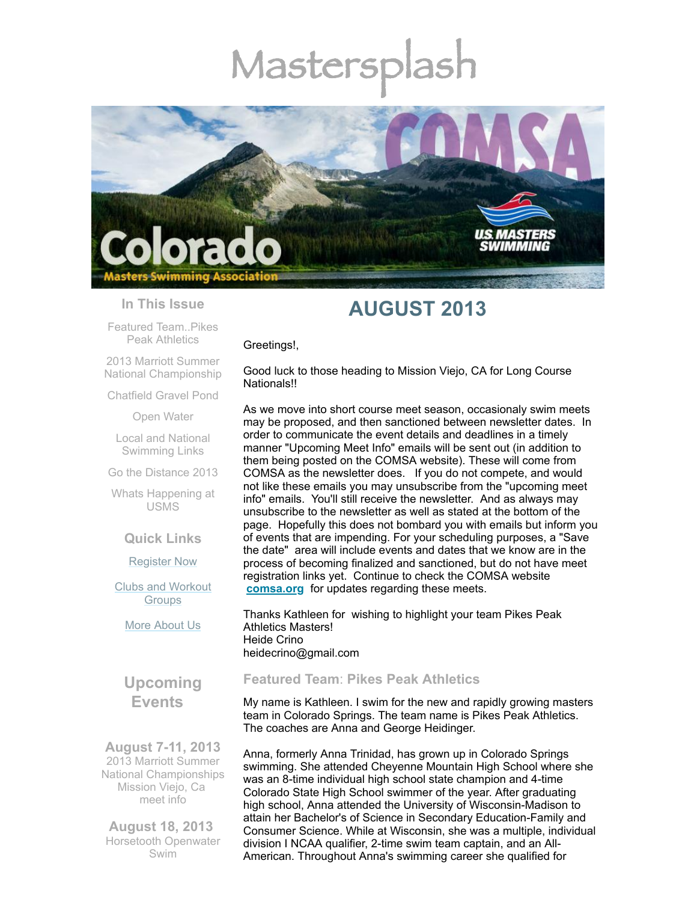# Mastersplash

## In This Issue

Featured Team..Pikes Peak Athletics

2013 Marriott Summer National Championship

Chatfield Gravel Pond

Open Water

Local and National Swimming Links

Go the Distance 2013

Whats Happening at USMS

## Quick Links

Register Now

Clubs and Workout Groups

More About Us

## Upcoming Events

**August 7-11, 2013**
2013 Marriott Summer National Championships
Mission Viejo, Ca
meet info

**August 18, 2013**
Horsetooth Openwater Swim

# AUGUST 2013

Greetings!,

Good luck to those heading to Mission Viejo, CA for Long Course Nationals!!

As we move into short course meet season, occasionaly swim meets may be proposed, and then sanctioned between newsletter dates. In order to communicate the event details and deadlines in a timely manner "Upcoming Meet Info" emails will be sent out (in addition to them being posted on the COMSA website). These will come from COMSA as the newsletter does. If you do not compete, and would not like these emails you may unsubscribe from the "upcoming meet info" emails. You'll still receive the newsletter. And as always may unsubscribe to the newsletter as well as stated at the bottom of the page. Hopefully this does not bombard you with emails but inform you of events that are impending. For your scheduling purposes, a "Save the date" area will include events and dates that we know are in the process of becoming finalized and sanctioned, but do not have meet registration links yet. Continue to check the COMSA website **comsa.org** for updates regarding these meets.

Thanks Kathleen for wishing to highlight your team Pikes Peak Athletics Masters!
Heide Crino
heidecrino@gmail.com

## Featured Team: Pikes Peak Athletics

My name is Kathleen. I swim for the new and rapidly growing masters team in Colorado Springs. The team name is Pikes Peak Athletics. The coaches are Anna and George Heidinger.

Anna, formerly Anna Trinidad, has grown up in Colorado Springs swimming. She attended Cheyenne Mountain High School where she was an 8-time individual high school state champion and 4-time Colorado State High School swimmer of the year. After graduating high school, Anna attended the University of Wisconsin-Madison to attain her Bachelor's of Science in Secondary Education-Family and Consumer Science. While at Wisconsin, she was a multiple, individual division I NCAA qualifier, 2-time swim team captain, and an All-American. Throughout Anna's swimming career she qualified for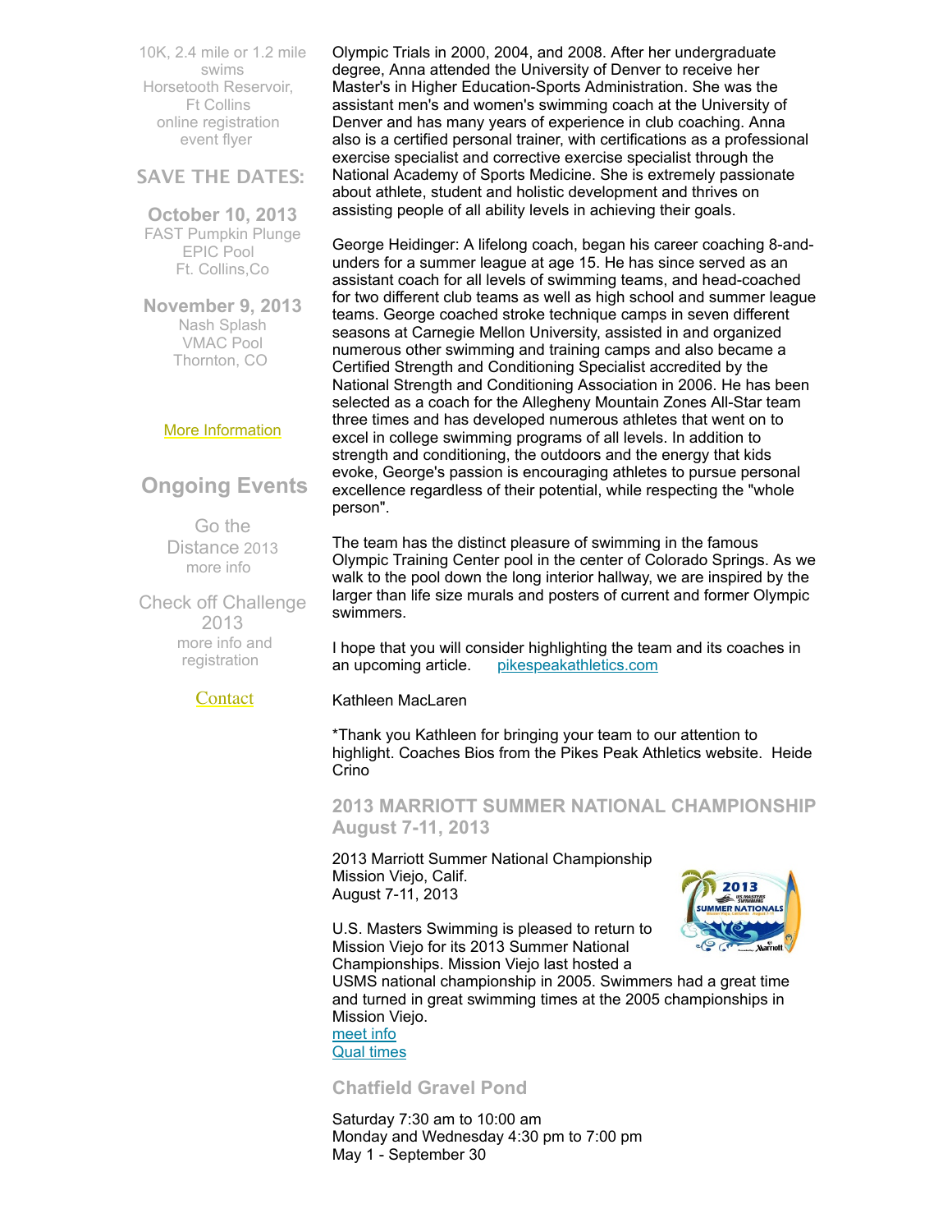10K, 2.4 mile or 1.2 mile swims
Horsetooth Reservoir, Ft Collins
online registration
event flyer

## SAVE THE DATES:

**October 10, 2013**
FAST Pumpkin Plunge
EPIC Pool
Ft. Collins,Co

**November 9, 2013**
Nash Splash
VMAC Pool
Thornton, CO

More Information

## Ongoing Events

Go the Distance 2013
more info

Check off Challenge 2013
more info and registration

Contact

Olympic Trials in 2000, 2004, and 2008. After her undergraduate degree, Anna attended the University of Denver to receive her Master's in Higher Education-Sports Administration. She was the assistant men's and women's swimming coach at the University of Denver and has many years of experience in club coaching. Anna also is a certified personal trainer, with certifications as a professional exercise specialist and corrective exercise specialist through the National Academy of Sports Medicine. She is extremely passionate about athlete, student and holistic development and thrives on assisting people of all ability levels in achieving their goals.

George Heidinger: A lifelong coach, began his career coaching 8-and-unders for a summer league at age 15. He has since served as an assistant coach for all levels of swimming teams, and head-coached for two different club teams as well as high school and summer league teams. George coached stroke technique camps in seven different seasons at Carnegie Mellon University, assisted in and organized numerous other swimming and training camps and also became a Certified Strength and Conditioning Specialist accredited by the National Strength and Conditioning Association in 2006. He has been selected as a coach for the Allegheny Mountain Zones All-Star team three times and has developed numerous athletes that went on to excel in college swimming programs of all levels. In addition to strength and conditioning, the outdoors and the energy that kids evoke, George's passion is encouraging athletes to pursue personal excellence regardless of their potential, while respecting the "whole person".

The team has the distinct pleasure of swimming in the famous Olympic Training Center pool in the center of Colorado Springs. As we walk to the pool down the long interior hallway, we are inspired by the larger than life size murals and posters of current and former Olympic swimmers.

I hope that you will consider highlighting the team and its coaches in an upcoming article. pikespeakathletics.com

Kathleen MacLaren

*Thank you Kathleen for bringing your team to our attention to highlight. Coaches Bios from the Pikes Peak Athletics website. Heide Crino

### 2013 MARRIOTT SUMMER NATIONAL CHAMPIONSHIP August 7-11, 2013

2013 Marriott Summer National Championship
Mission Viejo, Calif.
August 7-11, 2013

U.S. Masters Swimming is pleased to return to Mission Viejo for its 2013 Summer National Championships. Mission Viejo last hosted a USMS national championship in 2005. Swimmers had a great time and turned in great swimming times at the 2005 championships in Mission Viejo.
meet info
Qual times

### Chatfield Gravel Pond

Saturday 7:30 am to 10:00 am
Monday and Wednesday 4:30 pm to 7:00 pm
May 1 - September 30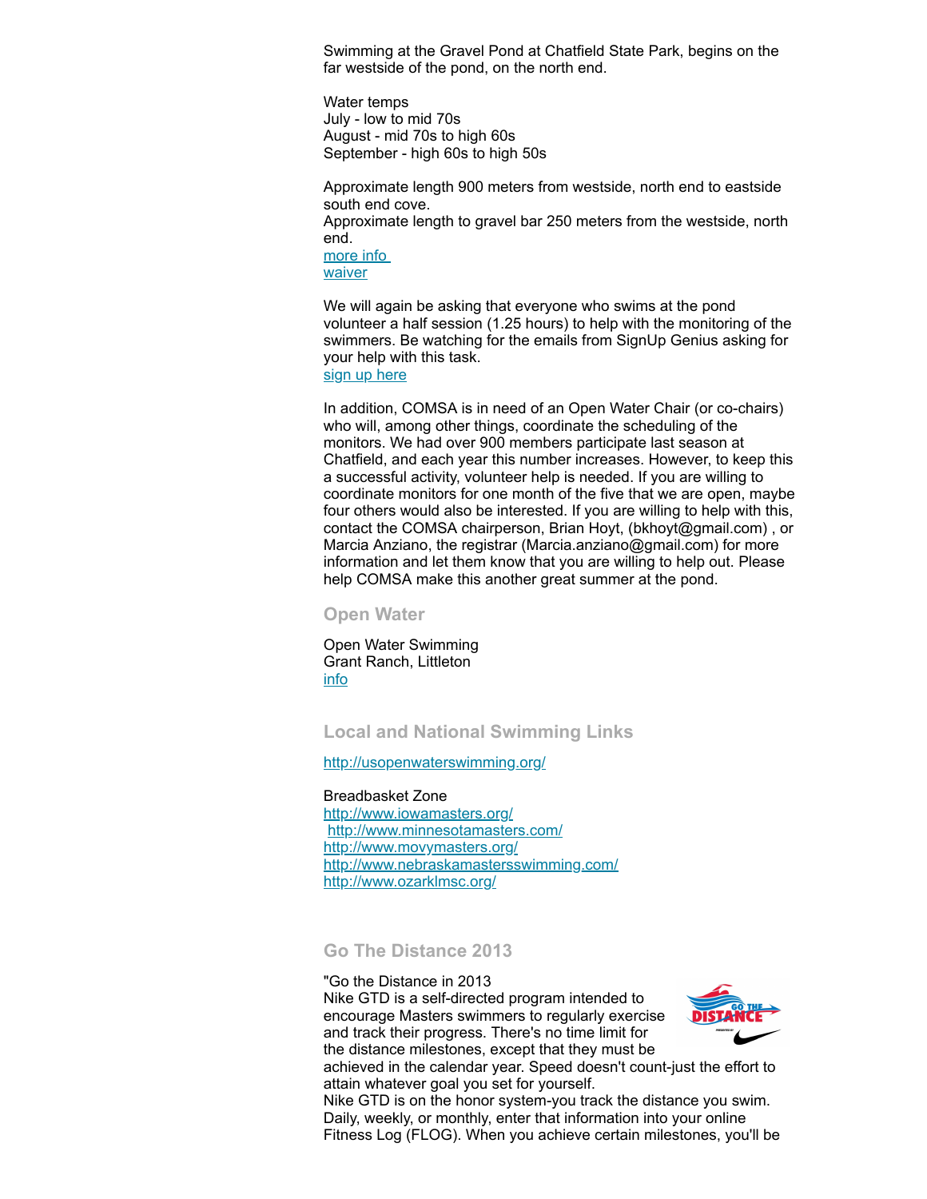Swimming at the Gravel Pond at Chatfield State Park, begins on the far westside of the pond, on the north end.

Water temps
July - low to mid 70s
August - mid 70s to high 60s
September - high 60s to high 50s

Approximate length 900 meters from westside, north end to eastside south end cove.
Approximate length to gravel bar 250 meters from the westside, north end.
more info
waiver

We will again be asking that everyone who swims at the pond volunteer a half session (1.25 hours) to help with the monitoring of the swimmers. Be watching for the emails from SignUp Genius asking for your help with this task.
sign up here

In addition, COMSA is in need of an Open Water Chair (or co-chairs) who will, among other things, coordinate the scheduling of the monitors. We had over 900 members participate last season at Chatfield, and each year this number increases. However, to keep this a successful activity, volunteer help is needed. If you are willing to coordinate monitors for one month of the five that we are open, maybe four others would also be interested. If you are willing to help with this, contact the COMSA chairperson, Brian Hoyt, (bkhoyt@gmail.com) , or Marcia Anziano, the registrar (Marcia.anziano@gmail.com) for more information and let them know that you are willing to help out. Please help COMSA make this another great summer at the pond.

## Open Water

Open Water Swimming
Grant Ranch, Littleton
info

## Local and National Swimming Links

http://usopenwaterswimming.org/

Breadbasket Zone
http://www.iowamasters.org/
http://www.minnesotamasters.com/
http://www.movymasters.org/
http://www.nebraskamastersswimming.com/
http://www.ozarklmsc.org/

## Go The Distance 2013

"Go the Distance in 2013
Nike GTD is a self-directed program intended to encourage Masters swimmers to regularly exercise and track their progress. There's no time limit for the distance milestones, except that they must be achieved in the calendar year. Speed doesn't count-just the effort to attain whatever goal you set for yourself.
Nike GTD is on the honor system-you track the distance you swim. Daily, weekly, or monthly, enter that information into your online Fitness Log (FLOG). When you achieve certain milestones, you'll be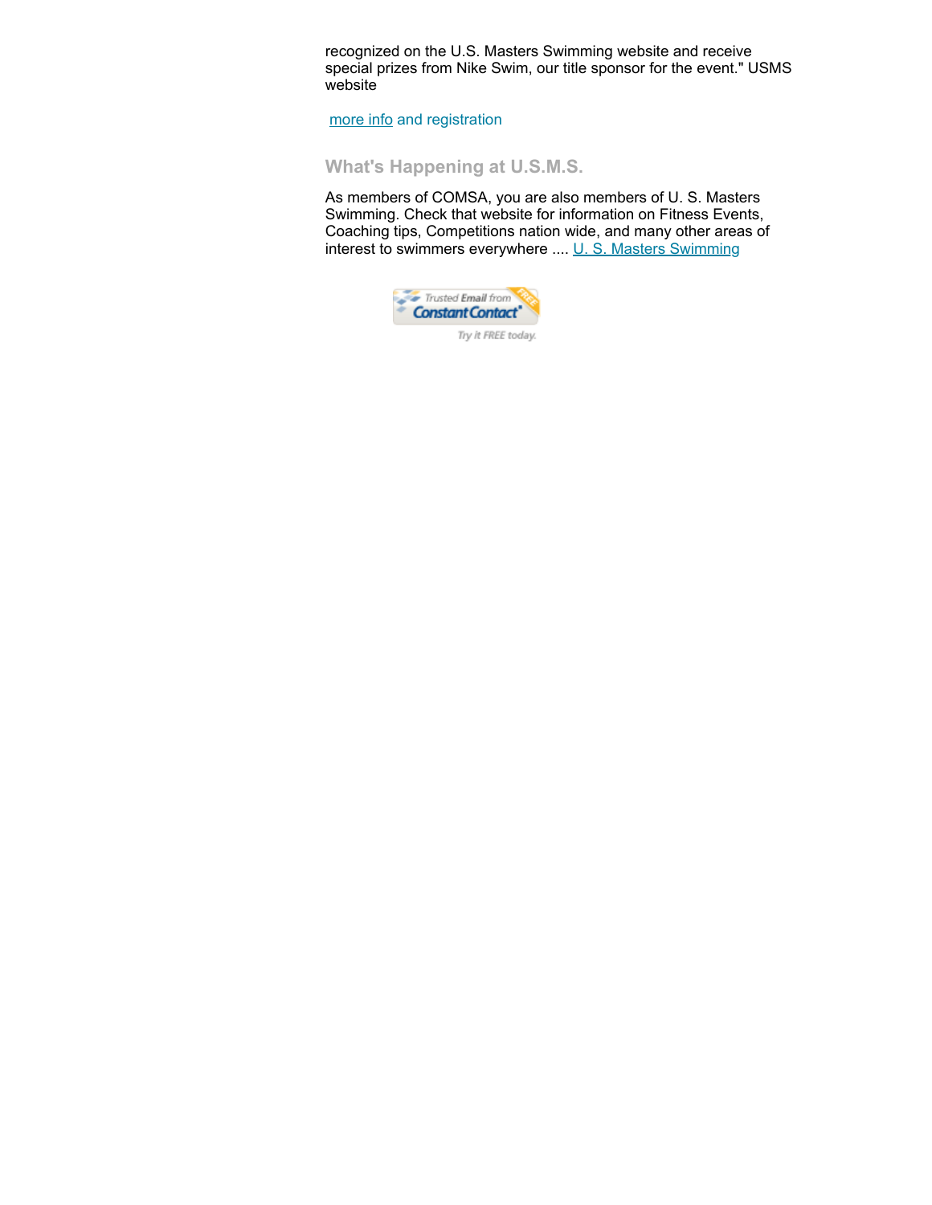recognized on the U.S. Masters Swimming website and receive special prizes from Nike Swim, our title sponsor for the event." USMS website

more info and registration

### What's Happening at U.S.M.S.

As members of COMSA, you are also members of U. S. Masters Swimming. Check that website for information on Fitness Events, Coaching tips, Competitions nation wide, and many other areas of interest to swimmers everywhere .... U. S. Masters Swimming